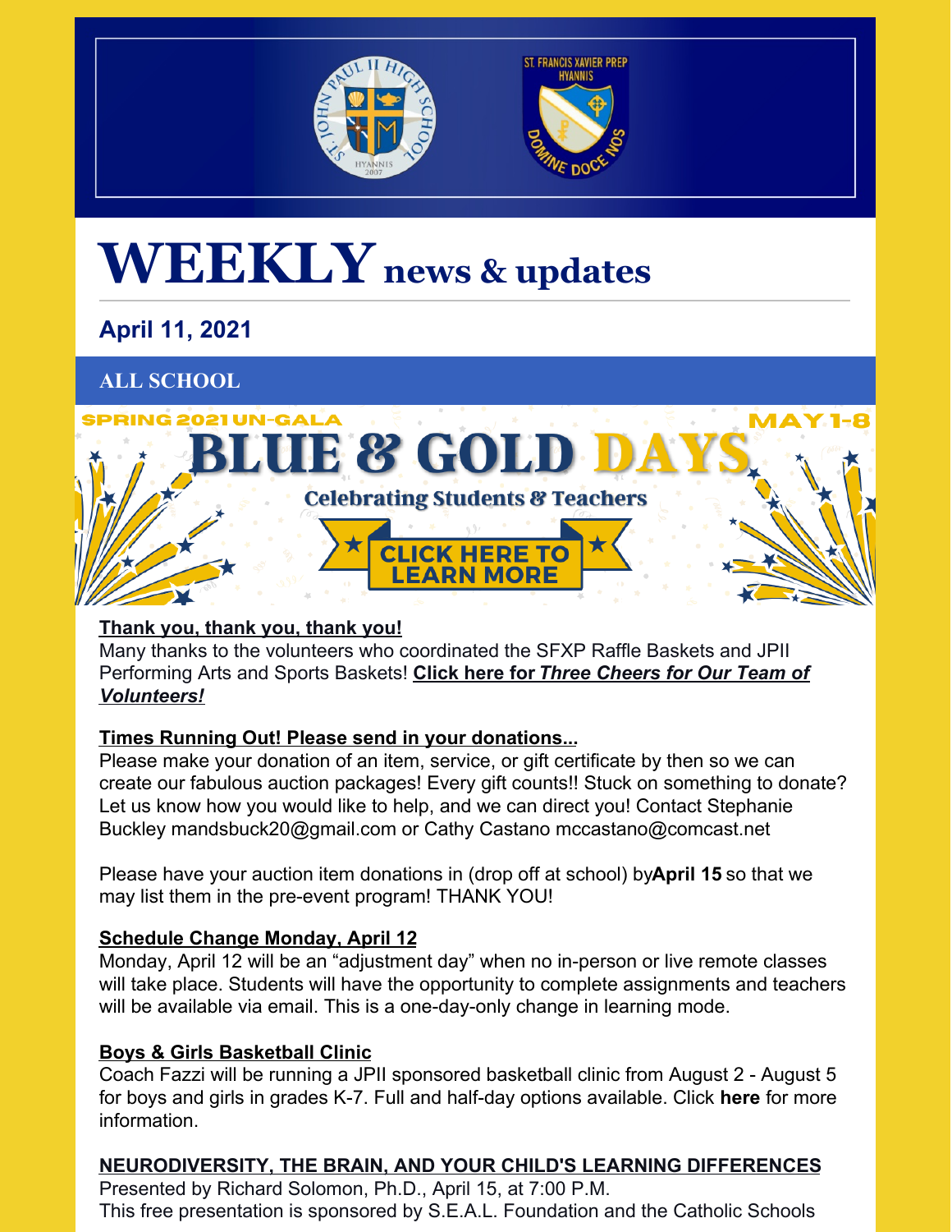# WEEKLY news & updates

## April 11, 2021

## ALL SCHOOL

SPRING 2021 UN-GALA

MAY 1-8

BLUE & GOLD DAYS

Celebrating Students & Teachers

CLICK HERE TO LEARN MORE

**Thank you, thank you, thank you!**

Many thanks to the volunteers who coordinated the SFXP Raffle Baskets and JPII Performing Arts and Sports Baskets! **Click here for *Three Cheers for Our Team of Volunteers!***

**Times Running Out! Please send in your donations...**

Please make your donation of an item, service, or gift certificate by then so we can create our fabulous auction packages! Every gift counts!! Stuck on something to donate? Let us know how you would like to help, and we can direct you! Contact Stephanie Buckley mandsbuck20@gmail.com or Cathy Castano mccastano@comcast.net

Please have your auction item donations in (drop off at school) by**April 15** so that we may list them in the pre-event program! THANK YOU!

**Schedule Change Monday, April 12**

Monday, April 12 will be an "adjustment day" when no in-person or live remote classes will take place. Students will have the opportunity to complete assignments and teachers will be available via email. This is a one-day-only change in learning mode.

**Boys & Girls Basketball Clinic**

Coach Fazzi will be running a JPII sponsored basketball clinic from August 2 - August 5 for boys and girls in grades K-7. Full and half-day options available. Click **here** for more information.

**NEURODIVERSITY, THE BRAIN, AND YOUR CHILD'S LEARNING DIFFERENCES**

Presented by Richard Solomon, Ph.D., April 15, at 7:00 P.M.
This free presentation is sponsored by S.E.A.L. Foundation and the Catholic Schools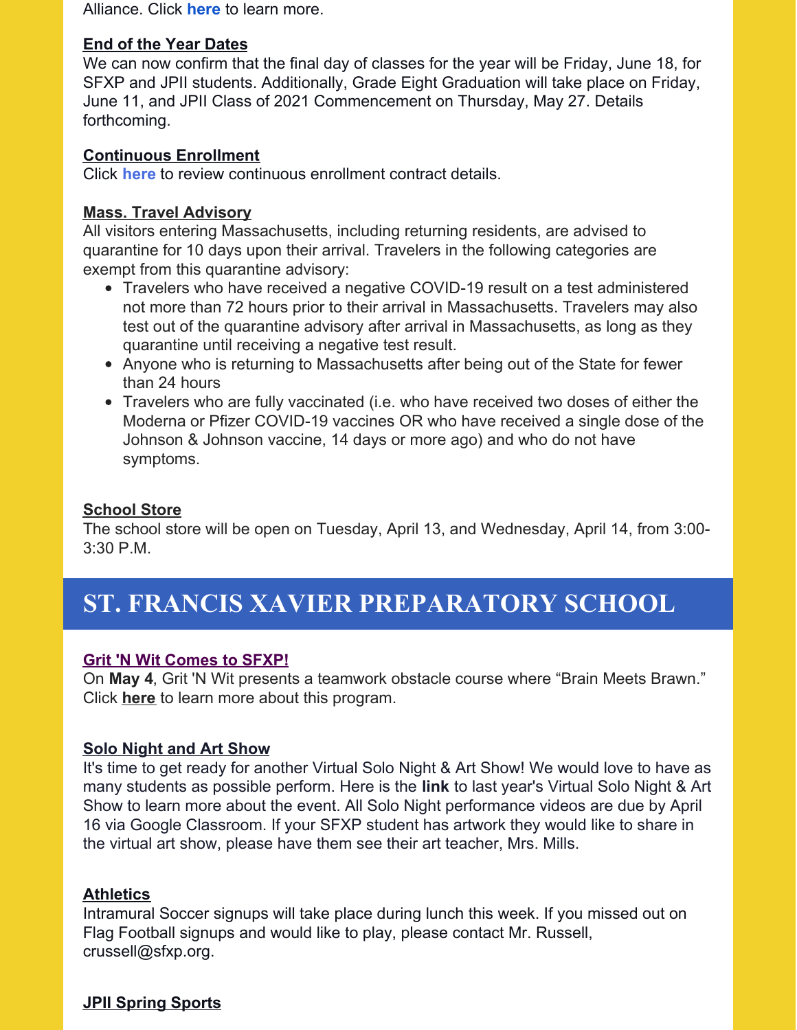Alliance. Click **here** to learn more.

**End of the Year Dates**
We can now confirm that the final day of classes for the year will be Friday, June 18, for SFXP and JPII students. Additionally, Grade Eight Graduation will take place on Friday, June 11, and JPII Class of 2021 Commencement on Thursday, May 27. Details forthcoming.

**Continuous Enrollment**
Click **here** to review continuous enrollment contract details.

**Mass. Travel Advisory**
All visitors entering Massachusetts, including returning residents, are advised to quarantine for 10 days upon their arrival. Travelers in the following categories are exempt from this quarantine advisory:

- Travelers who have received a negative COVID-19 result on a test administered not more than 72 hours prior to their arrival in Massachusetts. Travelers may also test out of the quarantine advisory after arrival in Massachusetts, as long as they quarantine until receiving a negative test result.
- Anyone who is returning to Massachusetts after being out of the State for fewer than 24 hours
- Travelers who are fully vaccinated (i.e. who have received two doses of either the Moderna or Pfizer COVID-19 vaccines OR who have received a single dose of the Johnson & Johnson vaccine, 14 days or more ago) and who do not have symptoms.

**School Store**
The school store will be open on Tuesday, April 13, and Wednesday, April 14, from 3:00-3:30 P.M.

# ST. FRANCIS XAVIER PREPARATORY SCHOOL

**Grit 'N Wit Comes to SFXP!**
On **May 4**, Grit 'N Wit presents a teamwork obstacle course where "Brain Meets Brawn." Click **here** to learn more about this program.

**Solo Night and Art Show**
It's time to get ready for another Virtual Solo Night & Art Show! We would love to have as many students as possible perform. Here is the **link** to last year's Virtual Solo Night & Art Show to learn more about the event. All Solo Night performance videos are due by April 16 via Google Classroom. If your SFXP student has artwork they would like to share in the virtual art show, please have them see their art teacher, Mrs. Mills.

**Athletics**
Intramural Soccer signups will take place during lunch this week. If you missed out on Flag Football signups and would like to play, please contact Mr. Russell, crussell@sfxp.org.

**JPII Spring Sports**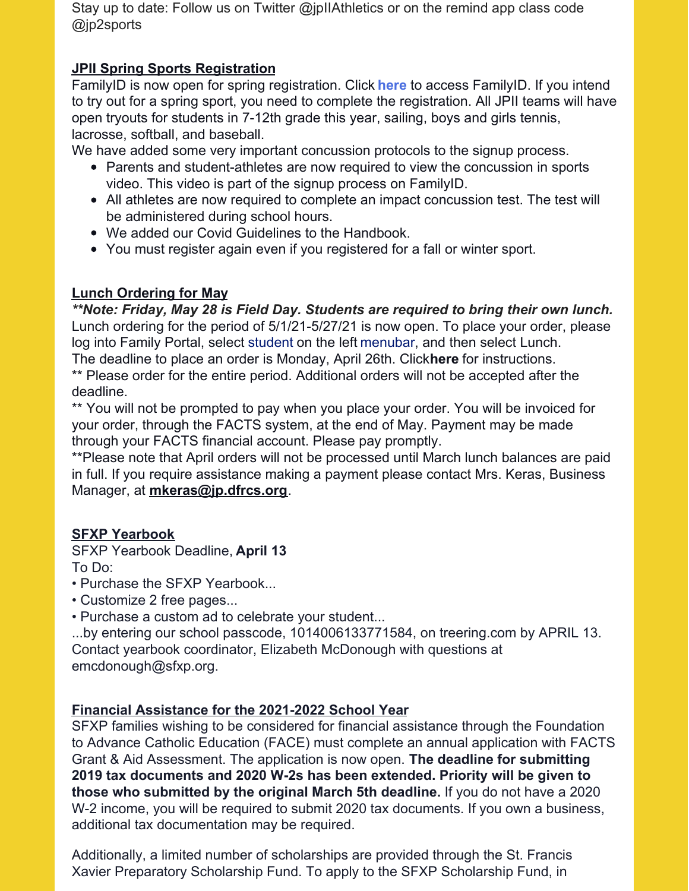Stay up to date: Follow us on Twitter @jpIIAthletics or on the remind app class code @jp2sports

**JPII Spring Sports Registration**

FamilyID is now open for spring registration. Click **here** to access FamilyID. If you intend to try out for a spring sport, you need to complete the registration. All JPII teams will have open tryouts for students in 7-12th grade this year, sailing, boys and girls tennis, lacrosse, softball, and baseball.

We have added some very important concussion protocols to the signup process.

- Parents and student-athletes are now required to view the concussion in sports video. This video is part of the signup process on FamilyID.
- All athletes are now required to complete an impact concussion test. The test will be administered during school hours.
- We added our Covid Guidelines to the Handbook.
- You must register again even if you registered for a fall or winter sport.

**Lunch Ordering for May**

***\*\*Note: Friday, May 28 is Field Day. Students are required to bring their own lunch.***

Lunch ordering for the period of 5/1/21-5/27/21 is now open. To place your order, please log into Family Portal, select student on the left menubar, and then select Lunch.

The deadline to place an order is Monday, April 26th. Click**here** for instructions.

** Please order for the entire period. Additional orders will not be accepted after the deadline.

** You will not be prompted to pay when you place your order. You will be invoiced for your order, through the FACTS system, at the end of May. Payment may be made through your FACTS financial account. Please pay promptly.

**Please note that April orders will not be processed until March lunch balances are paid in full. If you require assistance making a payment please contact Mrs. Keras, Business Manager, at **mkeras@jp.dfrcs.org**.

**SFXP Yearbook**

SFXP Yearbook Deadline, **April 13**

To Do:

• Purchase the SFXP Yearbook...

• Customize 2 free pages...

• Purchase a custom ad to celebrate your student...

...by entering our school passcode, 1014006133771584, on treering.com by APRIL 13. Contact yearbook coordinator, Elizabeth McDonough with questions at emcdonough@sfxp.org.

**Financial Assistance for the 2021-2022 School Year**

SFXP families wishing to be considered for financial assistance through the Foundation to Advance Catholic Education (FACE) must complete an annual application with FACTS Grant & Aid Assessment. The application is now open. **The deadline for submitting 2019 tax documents and 2020 W-2s has been extended. Priority will be given to those who submitted by the original March 5th deadline.** If you do not have a 2020 W-2 income, you will be required to submit 2020 tax documents. If you own a business, additional tax documentation may be required.

Additionally, a limited number of scholarships are provided through the St. Francis Xavier Preparatory Scholarship Fund. To apply to the SFXP Scholarship Fund, in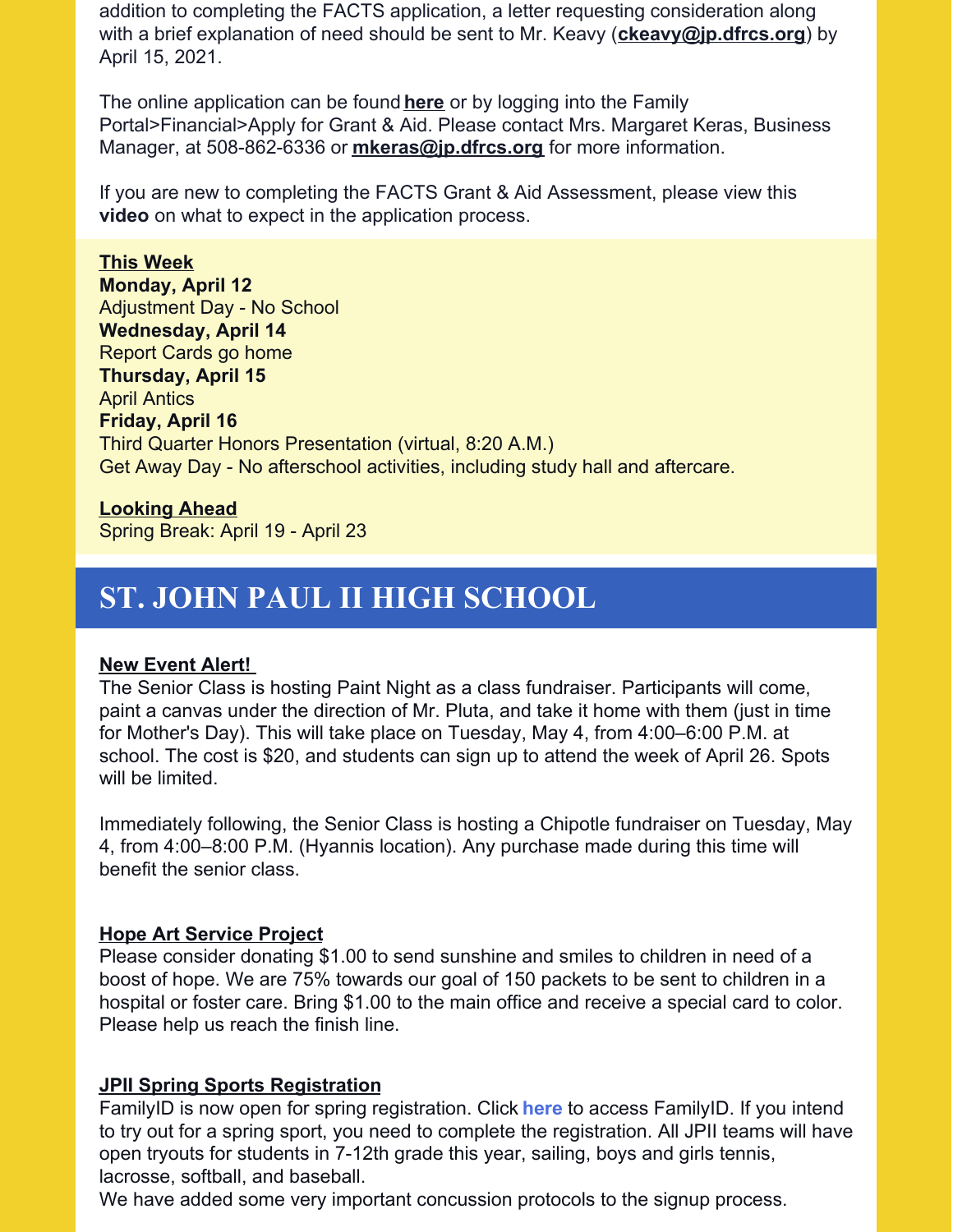addition to completing the FACTS application, a letter requesting consideration along with a brief explanation of need should be sent to Mr. Keavy (**ckeavy@jp.dfrcs.org**) by April 15, 2021.

The online application can be found **here** or by logging into the Family Portal>Financial>Apply for Grant & Aid. Please contact Mrs. Margaret Keras, Business Manager, at 508-862-6336 or **mkeras@jp.dfrcs.org** for more information.

If you are new to completing the FACTS Grant & Aid Assessment, please view this **video** on what to expect in the application process.

**This Week**
**Monday, April 12**
Adjustment Day - No School
**Wednesday, April 14**
Report Cards go home
**Thursday, April 15**
April Antics
**Friday, April 16**
Third Quarter Honors Presentation (virtual, 8:20 A.M.)
Get Away Day - No afterschool activities, including study hall and aftercare.

**Looking Ahead**
Spring Break: April 19 - April 23

# ST. JOHN PAUL II HIGH SCHOOL

**New Event Alert!**
The Senior Class is hosting Paint Night as a class fundraiser. Participants will come, paint a canvas under the direction of Mr. Pluta, and take it home with them (just in time for Mother's Day). This will take place on Tuesday, May 4, from 4:00–6:00 P.M. at school. The cost is $20, and students can sign up to attend the week of April 26. Spots will be limited.

Immediately following, the Senior Class is hosting a Chipotle fundraiser on Tuesday, May 4, from 4:00–8:00 P.M. (Hyannis location). Any purchase made during this time will benefit the senior class.

**Hope Art Service Project**
Please consider donating $1.00 to send sunshine and smiles to children in need of a boost of hope. We are 75% towards our goal of 150 packets to be sent to children in a hospital or foster care. Bring $1.00 to the main office and receive a special card to color. Please help us reach the finish line.

**JPII Spring Sports Registration**
FamilyID is now open for spring registration. Click **here** to access FamilyID. If you intend to try out for a spring sport, you need to complete the registration. All JPII teams will have open tryouts for students in 7-12th grade this year, sailing, boys and girls tennis, lacrosse, softball, and baseball.
We have added some very important concussion protocols to the signup process.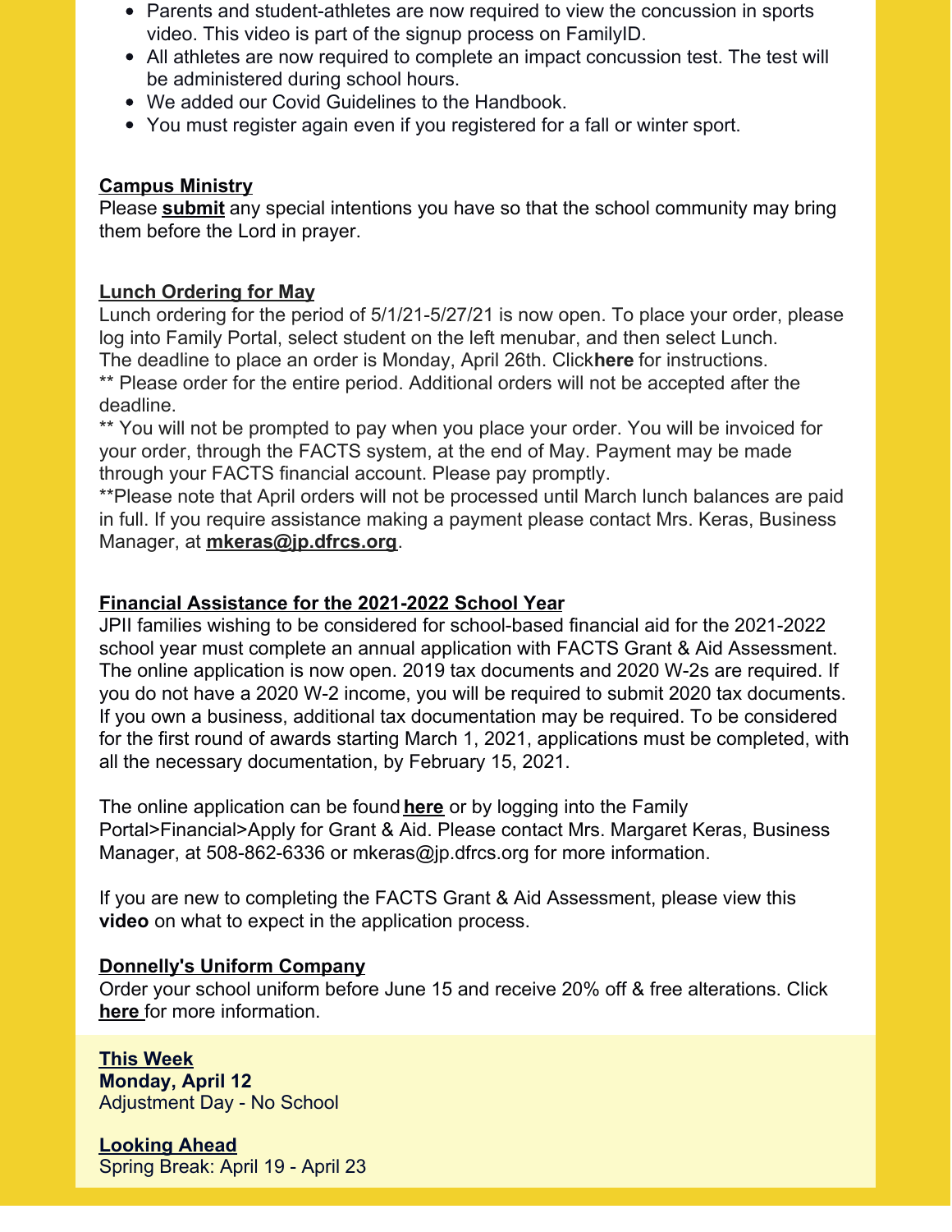- Parents and student-athletes are now required to view the concussion in sports video. This video is part of the signup process on FamilyID.
- All athletes are now required to complete an impact concussion test. The test will be administered during school hours.
- We added our Covid Guidelines to the Handbook.
- You must register again even if you registered for a fall or winter sport.

**Campus Ministry**

Please **submit** any special intentions you have so that the school community may bring them before the Lord in prayer.

**Lunch Ordering for May**

Lunch ordering for the period of 5/1/21-5/27/21 is now open. To place your order, please log into Family Portal, select student on the left menubar, and then select Lunch.
The deadline to place an order is Monday, April 26th. Click**here** for instructions.
** Please order for the entire period. Additional orders will not be accepted after the deadline.
** You will not be prompted to pay when you place your order. You will be invoiced for your order, through the FACTS system, at the end of May. Payment may be made through your FACTS financial account. Please pay promptly.
**Please note that April orders will not be processed until March lunch balances are paid in full. If you require assistance making a payment please contact Mrs. Keras, Business Manager, at **mkeras@jp.dfrcs.org**.

**Financial Assistance for the 2021-2022 School Year**

JPII families wishing to be considered for school-based financial aid for the 2021-2022 school year must complete an annual application with FACTS Grant & Aid Assessment. The online application is now open. 2019 tax documents and 2020 W-2s are required. If you do not have a 2020 W-2 income, you will be required to submit 2020 tax documents. If you own a business, additional tax documentation may be required. To be considered for the first round of awards starting March 1, 2021, applications must be completed, with all the necessary documentation, by February 15, 2021.

The online application can be found **here** or by logging into the Family Portal>Financial>Apply for Grant & Aid. Please contact Mrs. Margaret Keras, Business Manager, at 508-862-6336 or mkeras@jp.dfrcs.org for more information.

If you are new to completing the FACTS Grant & Aid Assessment, please view this **video** on what to expect in the application process.

**Donnelly's Uniform Company**

Order your school uniform before June 15 and receive 20% off & free alterations. Click **here** for more information.

**This Week**

**Monday, April 12**
Adjustment Day - No School

**Looking Ahead**

Spring Break: April 19 - April 23